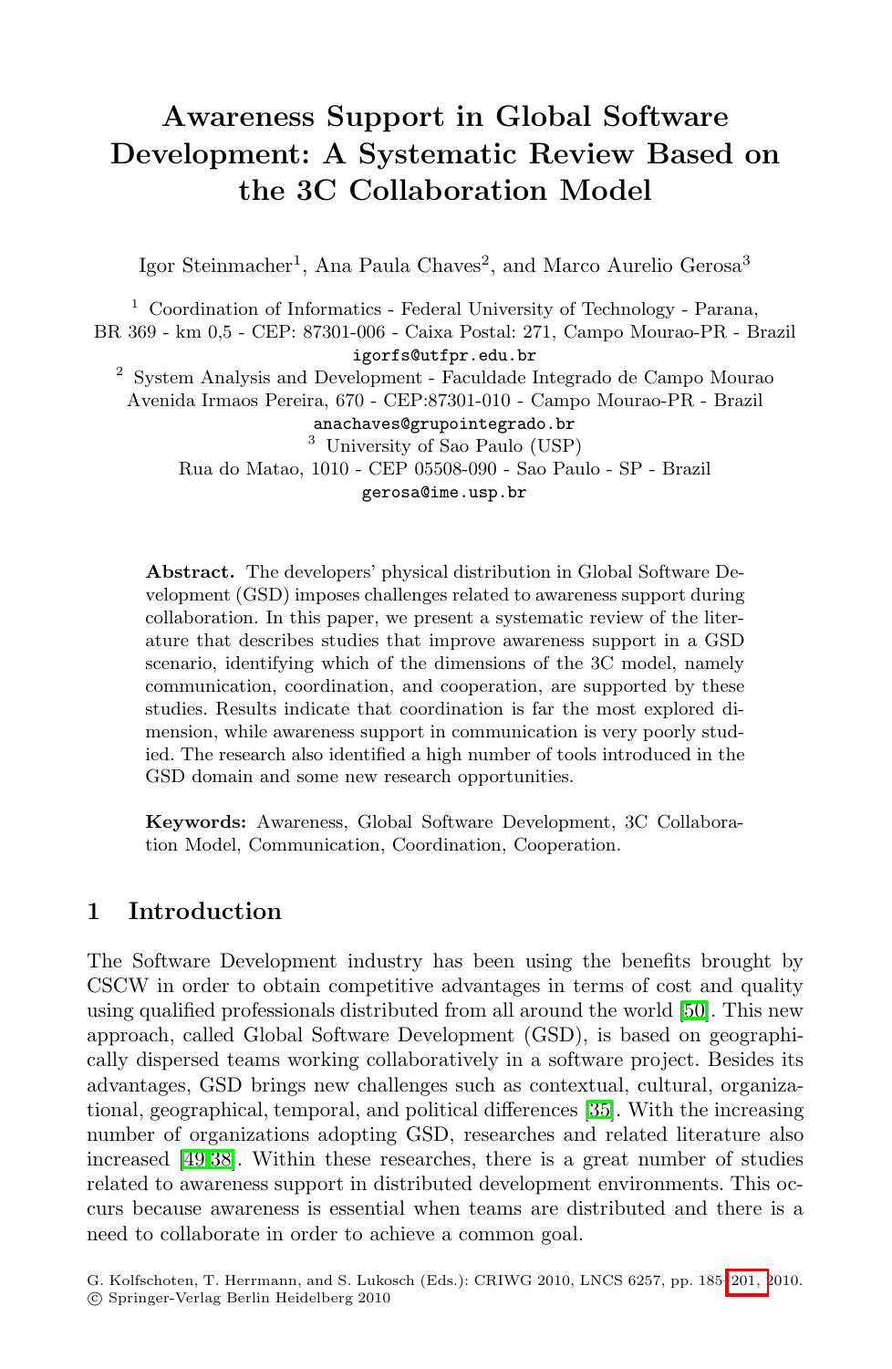# Awareness Support in Global Software Development: A Systematic Review Based on the 3C Collaboration Model

Igor Steinmacher[1], Ana Paula Chaves[2], and Marco Aurelio Gerosa[3]

[1] Coordination of Informatics - Federal University of Technology - Parana, BR 369 - km 0,5 - CEP: 87301-006 - Caixa Postal: 271, Campo Mourao-PR - Brazil
igorfs@utfpr.edu.br

[2] System Analysis and Development - Faculdade Integrado de Campo Mourao Avenida Irmaos Pereira, 670 - CEP:87301-010 - Campo Mourao-PR - Brazil
anachaves@grupointegrado.br

[3] University of Sao Paulo (USP)
Rua do Matao, 1010 - CEP 05508-090 - Sao Paulo - SP - Brazil
gerosa@ime.usp.br

**Abstract.** The developers' physical distribution in Global Software Development (GSD) imposes challenges related to awareness support during collaboration. In this paper, we present a systematic review of the literature that describes studies that improve awareness support in a GSD scenario, identifying which of the dimensions of the 3C model, namely communication, coordination, and cooperation, are supported by these studies. Results indicate that coordination is far the most explored dimension, while awareness support in communication is very poorly studied. The research also identified a high number of tools introduced in the GSD domain and some new research opportunities.

**Keywords:** Awareness, Global Software Development, 3C Collaboration Model, Communication, Coordination, Cooperation.

## 1 Introduction

The Software Development industry has been using the benefits brought by CSCW in order to obtain competitive advantages in terms of cost and quality using qualified professionals distributed from all around the world [50]. This new approach, called Global Software Development (GSD), is based on geographically dispersed teams working collaboratively in a software project. Besides its advantages, GSD brings new challenges such as contextual, cultural, organizational, geographical, temporal, and political differences [35]. With the increasing number of organizations adopting GSD, researches and related literature also increased [49,38]. Within these researches, there is a great number of studies related to awareness support in distributed development environments. This occurs because awareness is essential when teams are distributed and there is a need to collaborate in order to achieve a common goal.

G. Kolfschoten, T. Herrmann, and S. Lukosch (Eds.): CRIWG 2010, LNCS 6257, pp. 185–201, 2010.
© Springer-Verlag Berlin Heidelberg 2010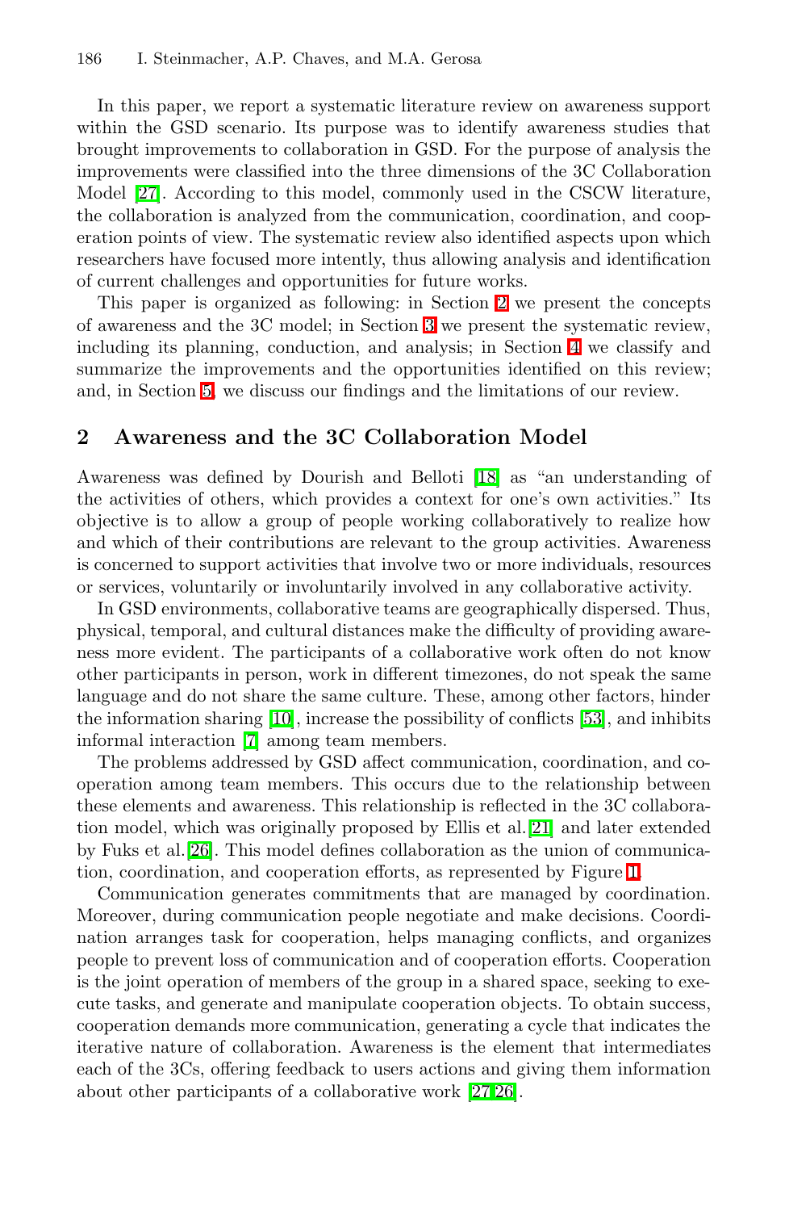In this paper, we report a systematic literature review on awareness support within the GSD scenario. Its purpose was to identify awareness studies that brought improvements to collaboration in GSD. For the purpose of analysis the improvements were classified into the three dimensions of the 3C Collaboration Model [27]. According to this model, commonly used in the CSCW literature, the collaboration is analyzed from the communication, coordination, and cooperation points of view. The systematic review also identified aspects upon which researchers have focused more intently, thus allowing analysis and identification of current challenges and opportunities for future works.

This paper is organized as following: in Section 2 we present the concepts of awareness and the 3C model; in Section 3 we present the systematic review, including its planning, conduction, and analysis; in Section 4 we classify and summarize the improvements and the opportunities identified on this review; and, in Section 5, we discuss our findings and the limitations of our review.

## 2 Awareness and the 3C Collaboration Model

Awareness was defined by Dourish and Belloti [18] as "an understanding of the activities of others, which provides a context for one's own activities." Its objective is to allow a group of people working collaboratively to realize how and which of their contributions are relevant to the group activities. Awareness is concerned to support activities that involve two or more individuals, resources or services, voluntarily or involuntarily involved in any collaborative activity.

In GSD environments, collaborative teams are geographically dispersed. Thus, physical, temporal, and cultural distances make the difficulty of providing awareness more evident. The participants of a collaborative work often do not know other participants in person, work in different timezones, do not speak the same language and do not share the same culture. These, among other factors, hinder the information sharing [10], increase the possibility of conflicts [53], and inhibits informal interaction [7] among team members.

The problems addressed by GSD affect communication, coordination, and cooperation among team members. This occurs due to the relationship between these elements and awareness. This relationship is reflected in the 3C collaboration model, which was originally proposed by Ellis et al. [21] and later extended by Fuks et al. [26]. This model defines collaboration as the union of communication, coordination, and cooperation efforts, as represented by Figure 1.

Communication generates commitments that are managed by coordination. Moreover, during communication people negotiate and make decisions. Coordination arranges task for cooperation, helps managing conflicts, and organizes people to prevent loss of communication and of cooperation efforts. Cooperation is the joint operation of members of the group in a shared space, seeking to execute tasks, and generate and manipulate cooperation objects. To obtain success, cooperation demands more communication, generating a cycle that indicates the iterative nature of collaboration. Awareness is the element that intermediates each of the 3Cs, offering feedback to users actions and giving them information about other participants of a collaborative work [27,26].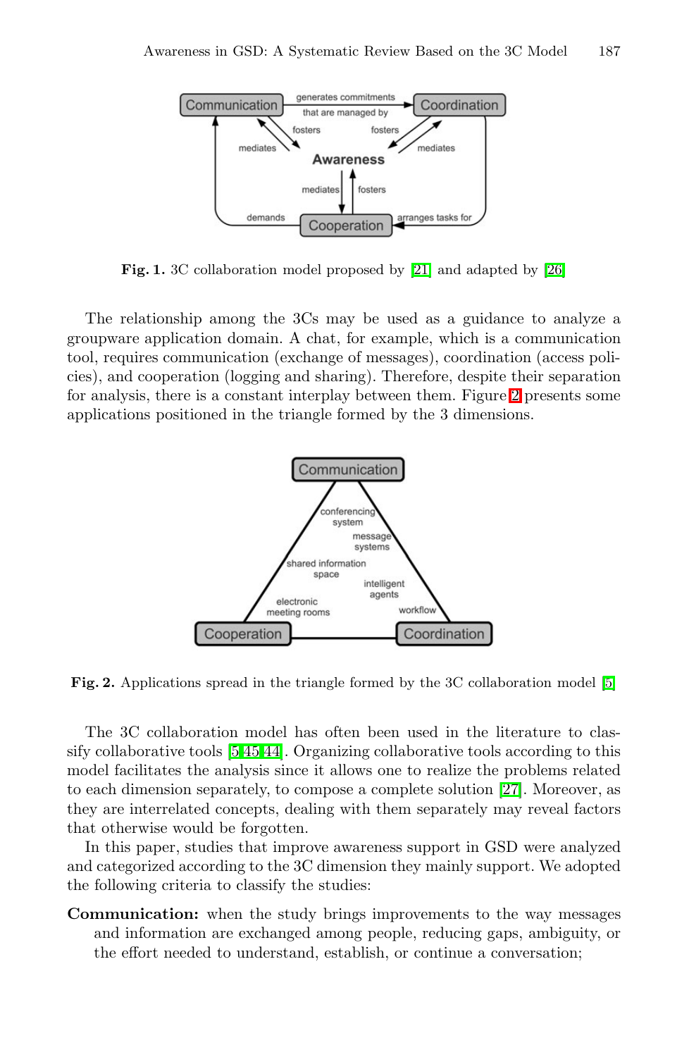Fig. 1. 3C collaboration model proposed by [21] and adapted by [26]

The relationship among the 3Cs may be used as a guidance to analyze a groupware application domain. A chat, for example, which is a communication tool, requires communication (exchange of messages), coordination (access policies), and cooperation (logging and sharing). Therefore, despite their separation for analysis, there is a constant interplay between them. Figure 2 presents some applications positioned in the triangle formed by the 3 dimensions.

Fig. 2. Applications spread in the triangle formed by the 3C collaboration model [5]

The 3C collaboration model has often been used in the literature to classify collaborative tools [5,45,44]. Organizing collaborative tools according to this model facilitates the analysis since it allows one to realize the problems related to each dimension separately, to compose a complete solution [27]. Moreover, as they are interrelated concepts, dealing with them separately may reveal factors that otherwise would be forgotten.

In this paper, studies that improve awareness support in GSD were analyzed and categorized according to the 3C dimension they mainly support. We adopted the following criteria to classify the studies:

**Communication:** when the study brings improvements to the way messages and information are exchanged among people, reducing gaps, ambiguity, or the effort needed to understand, establish, or continue a conversation;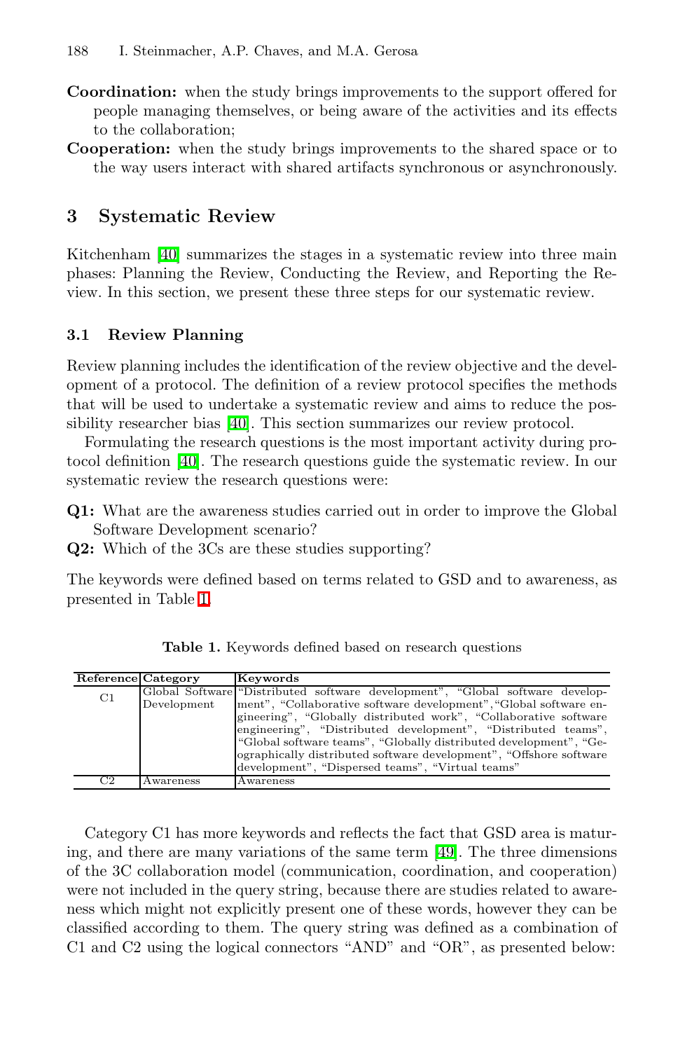**Coordination:** when the study brings improvements to the support offered for people managing themselves, or being aware of the activities and its effects to the collaboration;

**Cooperation:** when the study brings improvements to the shared space or to the way users interact with shared artifacts synchronous or asynchronously.

## 3 Systematic Review

Kitchenham [40] summarizes the stages in a systematic review into three main phases: Planning the Review, Conducting the Review, and Reporting the Review. In this section, we present these three steps for our systematic review.

### 3.1 Review Planning

Review planning includes the identification of the review objective and the development of a protocol. The definition of a review protocol specifies the methods that will be used to undertake a systematic review and aims to reduce the possibility researcher bias [40]. This section summarizes our review protocol.

Formulating the research questions is the most important activity during protocol definition [40]. The research questions guide the systematic review. In our systematic review the research questions were:

**Q1:** What are the awareness studies carried out in order to improve the Global Software Development scenario?

**Q2:** Which of the 3Cs are these studies supporting?

The keywords were defined based on terms related to GSD and to awareness, as presented in Table 1.

**Table 1.** Keywords defined based on research questions

| Reference | Category | Keywords |
|---|---|---|
| C1 | Global Software Development | "Distributed software development", "Global software development", "Collaborative software development", "Global software engineering", "Globally distributed work", "Collaborative software engineering", "Distributed development", "Distributed teams", "Global software teams", "Globally distributed development", "Geographically distributed software development", "Offshore software development", "Dispersed teams", "Virtual teams" |
| C2 | Awareness | Awareness |

Category C1 has more keywords and reflects the fact that GSD area is maturing, and there are many variations of the same term [49]. The three dimensions of the 3C collaboration model (communication, coordination, and cooperation) were not included in the query string, because there are studies related to awareness which might not explicitly present one of these words, however they can be classified according to them. The query string was defined as a combination of C1 and C2 using the logical connectors "AND" and "OR", as presented below: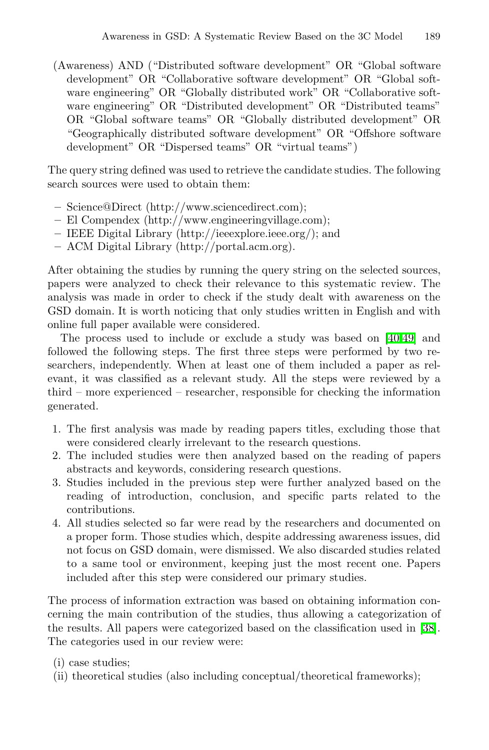(Awareness) AND (“Distributed software development” OR “Global software development” OR “Collaborative software development” OR “Global software engineering” OR “Globally distributed work” OR “Collaborative software engineering” OR “Distributed development” OR “Distributed teams” OR “Global software teams” OR “Globally distributed development” OR “Geographically distributed software development” OR “Offshore software development” OR “Dispersed teams” OR “virtual teams”)

The query string defined was used to retrieve the candidate studies. The following search sources were used to obtain them:

- Science@Direct (http://www.sciencedirect.com);
- El Compendex (http://www.engineeringvillage.com);
- IEEE Digital Library (http://ieeexplore.ieee.org/); and
- ACM Digital Library (http://portal.acm.org).

After obtaining the studies by running the query string on the selected sources, papers were analyzed to check their relevance to this systematic review. The analysis was made in order to check if the study dealt with awareness on the GSD domain. It is worth noticing that only studies written in English and with online full paper available were considered.

The process used to include or exclude a study was based on [40,49] and followed the following steps. The first three steps were performed by two researchers, independently. When at least one of them included a paper as relevant, it was classified as a relevant study. All the steps were reviewed by a third – more experienced – researcher, responsible for checking the information generated.

1. The first analysis was made by reading papers titles, excluding those that were considered clearly irrelevant to the research questions.
2. The included studies were then analyzed based on the reading of papers abstracts and keywords, considering research questions.
3. Studies included in the previous step were further analyzed based on the reading of introduction, conclusion, and specific parts related to the contributions.
4. All studies selected so far were read by the researchers and documented on a proper form. Those studies which, despite addressing awareness issues, did not focus on GSD domain, were dismissed. We also discarded studies related to a same tool or environment, keeping just the most recent one. Papers included after this step were considered our primary studies.

The process of information extraction was based on obtaining information concerning the main contribution of the studies, thus allowing a categorization of the results. All papers were categorized based on the classification used in [38]. The categories used in our review were:

(i) case studies;
(ii) theoretical studies (also including conceptual/theoretical frameworks);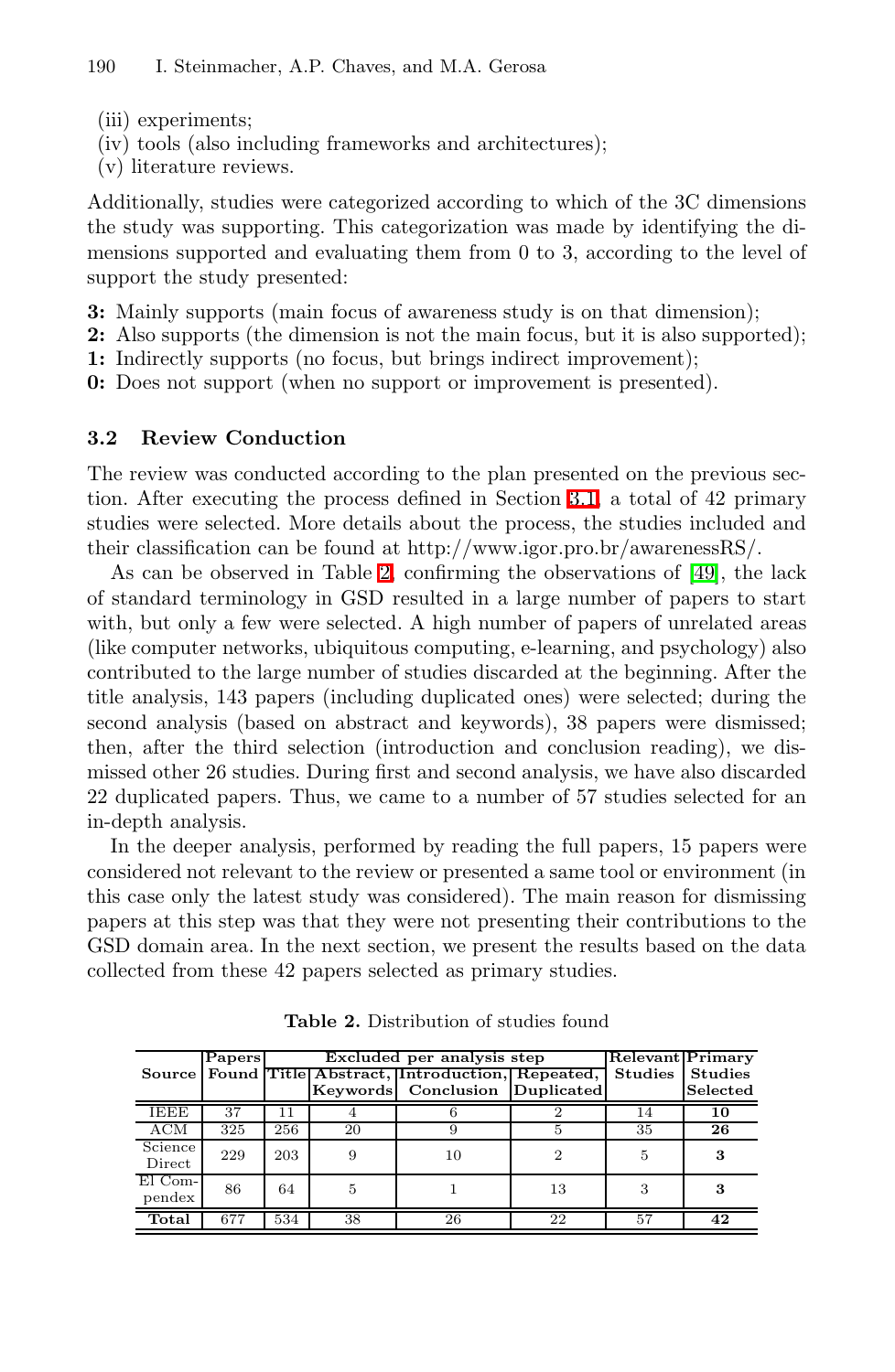(iii) experiments;
(iv) tools (also including frameworks and architectures);
(v) literature reviews.

Additionally, studies were categorized according to which of the 3C dimensions the study was supporting. This categorization was made by identifying the dimensions supported and evaluating them from 0 to 3, according to the level of support the study presented:

**3:** Mainly supports (main focus of awareness study is on that dimension);
**2:** Also supports (the dimension is not the main focus, but it is also supported);
**1:** Indirectly supports (no focus, but brings indirect improvement);
**0:** Does not support (when no support or improvement is presented).

### 3.2 Review Conduction

The review was conducted according to the plan presented on the previous section. After executing the process defined in Section 3.1, a total of 42 primary studies were selected. More details about the process, the studies included and their classification can be found at http://www.igor.pro.br/awarenessRS/.

As can be observed in Table 2, confirming the observations of [49], the lack of standard terminology in GSD resulted in a large number of papers to start with, but only a few were selected. A high number of papers of unrelated areas (like computer networks, ubiquitous computing, e-learning, and psychology) also contributed to the large number of studies discarded at the beginning. After the title analysis, 143 papers (including duplicated ones) were selected; during the second analysis (based on abstract and keywords), 38 papers were dismissed; then, after the third selection (introduction and conclusion reading), we dismissed other 26 studies. During first and second analysis, we have also discarded 22 duplicated papers. Thus, we came to a number of 57 studies selected for an in-depth analysis.

In the deeper analysis, performed by reading the full papers, 15 papers were considered not relevant to the review or presented a same tool or environment (in this case only the latest study was considered). The main reason for dismissing papers at this step was that they were not presenting their contributions to the GSD domain area. In the next section, we present the results based on the data collected from these 42 papers selected as primary studies.

**Table 2.** Distribution of studies found

| Source | Papers Found | Excluded per analysis step | | | | Relevant Studies | Primary Studies Selected |
|---|---|---|---|---|---|---|---|
| | | Title | Abstract, Keywords | Introduction, Conclusion | Repeated, Duplicated | | |
| IEEE | 37 | 11 | 4 | 6 | 2 | 14 | **10** |
| ACM | 325 | 256 | 20 | 9 | 5 | 35 | **26** |
| Science Direct | 229 | 203 | 9 | 10 | 2 | 5 | **3** |
| El Compendex | 86 | 64 | 5 | 1 | 13 | 3 | **3** |
| **Total** | 677 | 534 | 38 | 26 | 22 | 57 | **42** |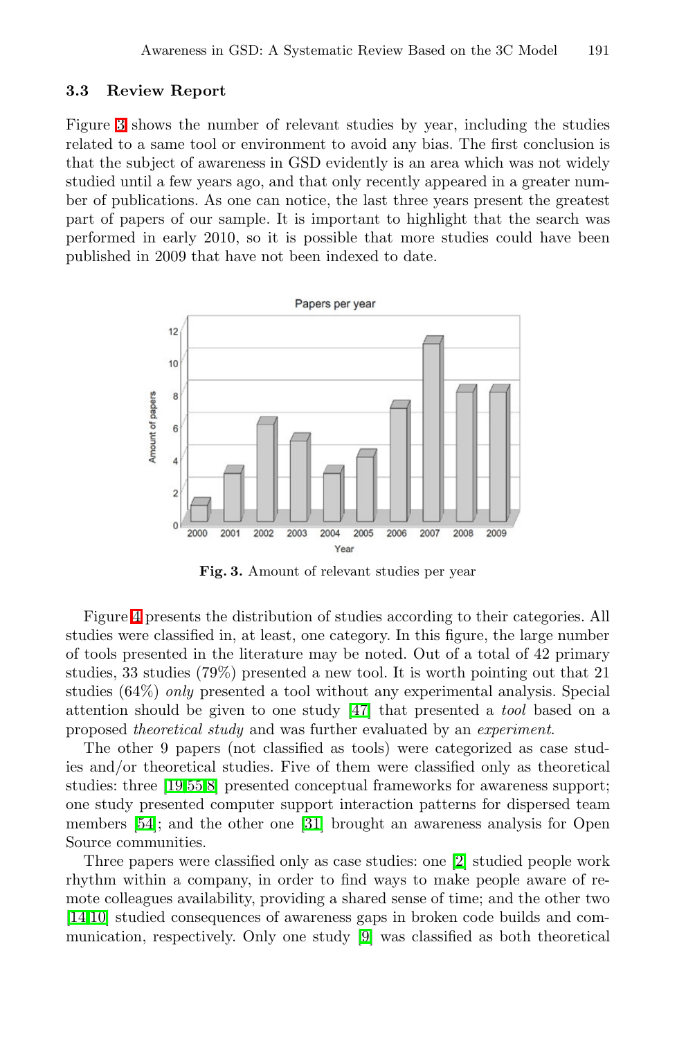### 3.3 Review Report

Figure 3 shows the number of relevant studies by year, including the studies related to a same tool or environment to avoid any bias. The first conclusion is that the subject of awareness in GSD evidently is an area which was not widely studied until a few years ago, and that only recently appeared in a greater number of publications. As one can notice, the last three years present the greatest part of papers of our sample. It is important to highlight that the search was performed in early 2010, so it is possible that more studies could have been published in 2009 that have not been indexed to date.

**Fig. 3.** Amount of relevant studies per year

Figure 4 presents the distribution of studies according to their categories. All studies were classified in, at least, one category. In this figure, the large number of tools presented in the literature may be noted. Out of a total of 42 primary studies, 33 studies (79%) presented a new tool. It is worth pointing out that 21 studies (64%) *only* presented a tool without any experimental analysis. Special attention should be given to one study [47] that presented a *tool* based on a proposed *theoretical study* and was further evaluated by an *experiment*.

The other 9 papers (not classified as tools) were categorized as case studies and/or theoretical studies. Five of them were classified only as theoretical studies: three [19,55,8] presented conceptual frameworks for awareness support; one study presented computer support interaction patterns for dispersed team members [54]; and the other one [31] brought an awareness analysis for Open Source communities.

Three papers were classified only as case studies: one [2] studied people work rhythm within a company, in order to find ways to make people aware of remote colleagues availability, providing a shared sense of time; and the other two [14,10] studied consequences of awareness gaps in broken code builds and communication, respectively. Only one study [9] was classified as both theoretical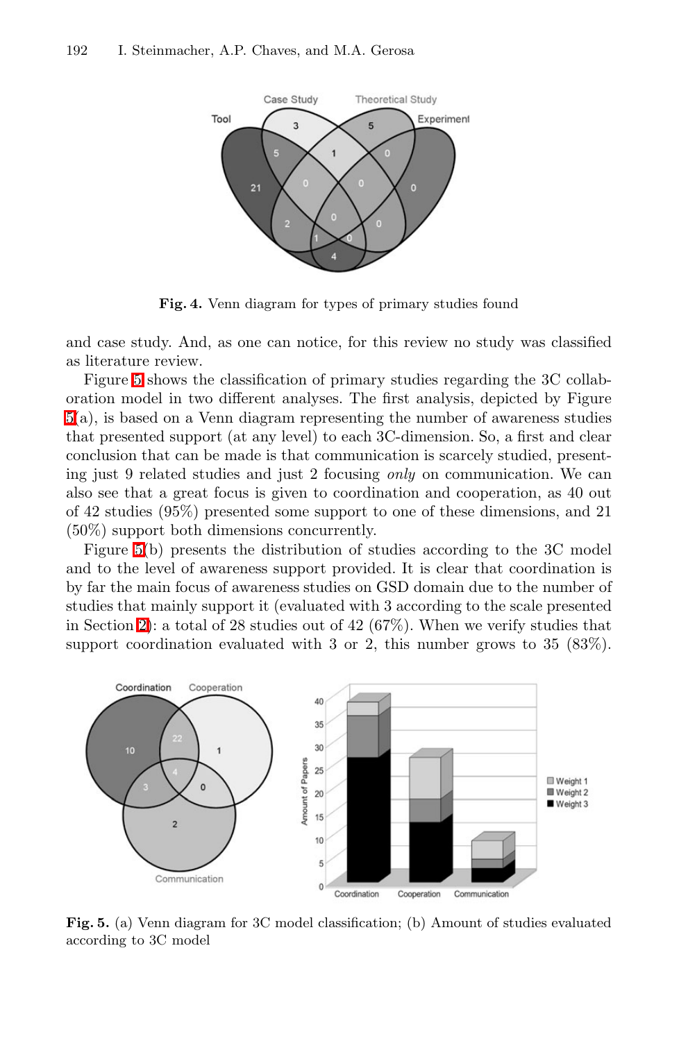**Fig. 4.** Venn diagram for types of primary studies found

and case study. And, as one can notice, for this review no study was classified as literature review.

Figure 5 shows the classification of primary studies regarding the 3C collaboration model in two different analyses. The first analysis, depicted by Figure 5(a), is based on a Venn diagram representing the number of awareness studies that presented support (at any level) to each 3C-dimension. So, a first and clear conclusion that can be made is that communication is scarcely studied, presenting just 9 related studies and just 2 focusing *only* on communication. We can also see that a great focus is given to coordination and cooperation, as 40 out of 42 studies (95%) presented some support to one of these dimensions, and 21 (50%) support both dimensions concurrently.

Figure 5(b) presents the distribution of studies according to the 3C model and to the level of awareness support provided. It is clear that coordination is by far the main focus of awareness studies on GSD domain due to the number of studies that mainly support it (evaluated with 3 according to the scale presented in Section 2): a total of 28 studies out of 42 (67%). When we verify studies that support coordination evaluated with 3 or 2, this number grows to 35 (83%).

**Fig. 5.** (a) Venn diagram for 3C model classification; (b) Amount of studies evaluated according to 3C model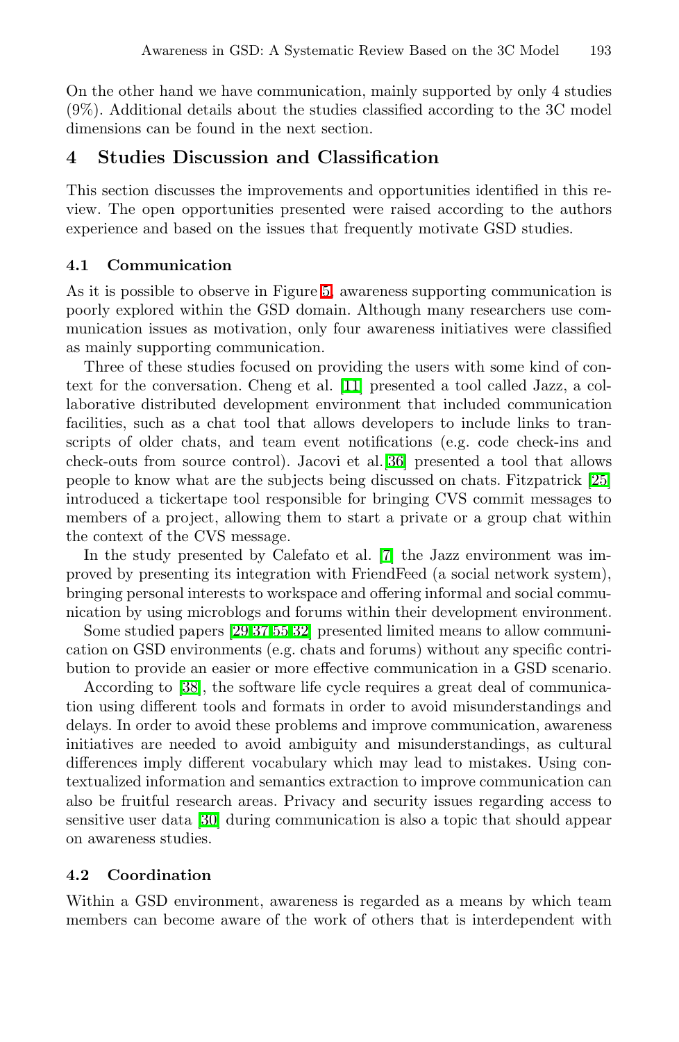On the other hand we have communication, mainly supported by only 4 studies (9%). Additional details about the studies classified according to the 3C model dimensions can be found in the next section.

## 4 Studies Discussion and Classification

This section discusses the improvements and opportunities identified in this review. The open opportunities presented were raised according to the authors experience and based on the issues that frequently motivate GSD studies.

### 4.1 Communication

As it is possible to observe in Figure 5, awareness supporting communication is poorly explored within the GSD domain. Although many researchers use communication issues as motivation, only four awareness initiatives were classified as mainly supporting communication.

Three of these studies focused on providing the users with some kind of context for the conversation. Cheng et al. [11] presented a tool called Jazz, a collaborative distributed development environment that included communication facilities, such as a chat tool that allows developers to include links to transcripts of older chats, and team event notifications (e.g. code check-ins and check-outs from source control). Jacovi et al.[36] presented a tool that allows people to know what are the subjects being discussed on chats. Fitzpatrick [25] introduced a tickertape tool responsible for bringing CVS commit messages to members of a project, allowing them to start a private or a group chat within the context of the CVS message.

In the study presented by Calefato et al. [7] the Jazz environment was improved by presenting its integration with FriendFeed (a social network system), bringing personal interests to workspace and offering informal and social communication by using microblogs and forums within their development environment.

Some studied papers [29,37,55,32] presented limited means to allow communication on GSD environments (e.g. chats and forums) without any specific contribution to provide an easier or more effective communication in a GSD scenario.

According to [38], the software life cycle requires a great deal of communication using different tools and formats in order to avoid misunderstandings and delays. In order to avoid these problems and improve communication, awareness initiatives are needed to avoid ambiguity and misunderstandings, as cultural differences imply different vocabulary which may lead to mistakes. Using contextualized information and semantics extraction to improve communication can also be fruitful research areas. Privacy and security issues regarding access to sensitive user data [30] during communication is also a topic that should appear on awareness studies.

### 4.2 Coordination

Within a GSD environment, awareness is regarded as a means by which team members can become aware of the work of others that is interdependent with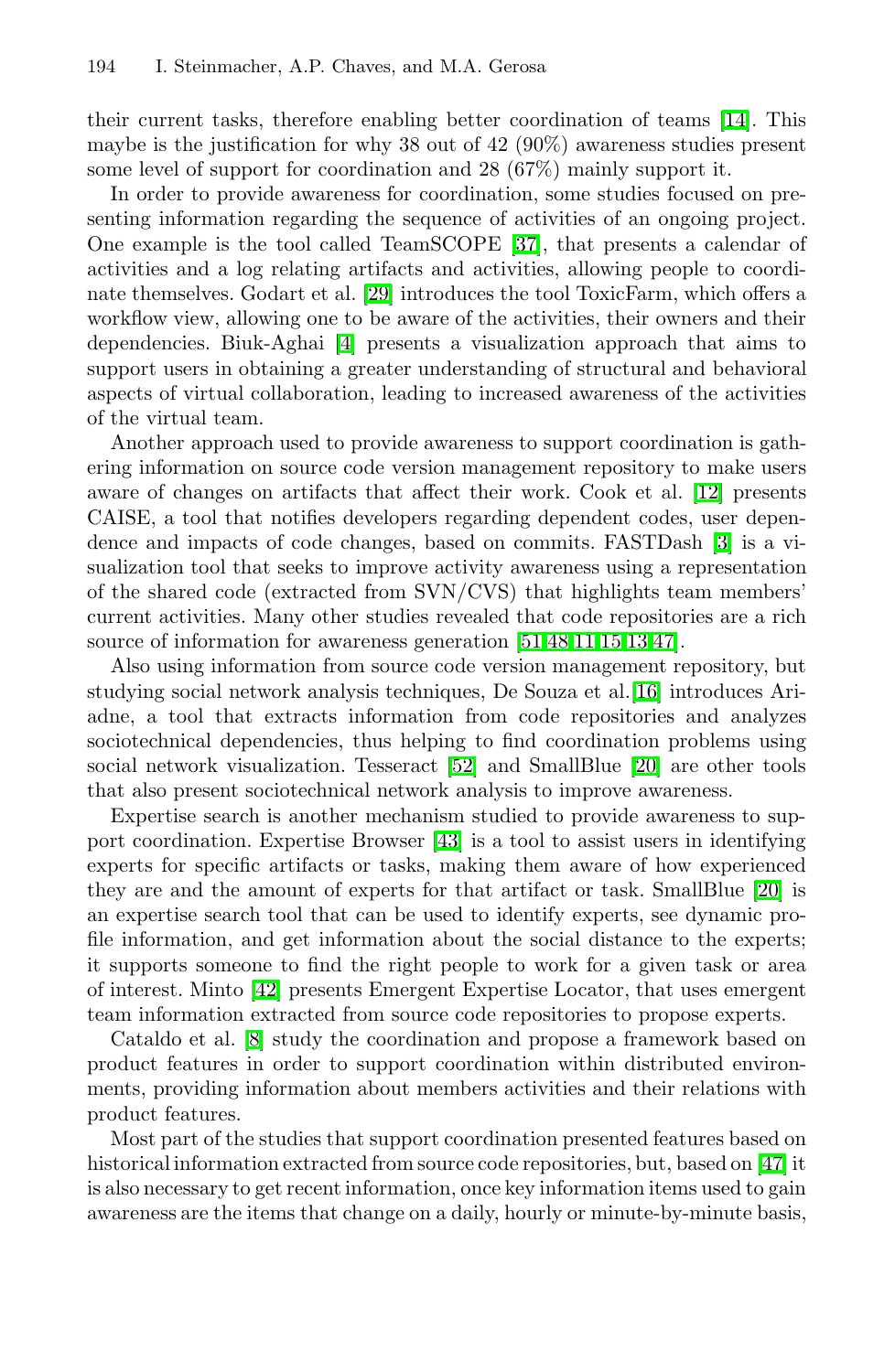their current tasks, therefore enabling better coordination of teams [14]. This maybe is the justification for why 38 out of 42 (90%) awareness studies present some level of support for coordination and 28 (67%) mainly support it.

In order to provide awareness for coordination, some studies focused on presenting information regarding the sequence of activities of an ongoing project. One example is the tool called TeamSCOPE [37], that presents a calendar of activities and a log relating artifacts and activities, allowing people to coordinate themselves. Godart et al. [29] introduces the tool ToxicFarm, which offers a workflow view, allowing one to be aware of the activities, their owners and their dependencies. Biuk-Aghai [4] presents a visualization approach that aims to support users in obtaining a greater understanding of structural and behavioral aspects of virtual collaboration, leading to increased awareness of the activities of the virtual team.

Another approach used to provide awareness to support coordination is gathering information on source code version management repository to make users aware of changes on artifacts that affect their work. Cook et al. [12] presents CAISE, a tool that notifies developers regarding dependent codes, user dependence and impacts of code changes, based on commits. FASTDash [3] is a visualization tool that seeks to improve activity awareness using a representation of the shared code (extracted from SVN/CVS) that highlights team members' current activities. Many other studies revealed that code repositories are a rich source of information for awareness generation [51,48,11,15,13,47].

Also using information from source code version management repository, but studying social network analysis techniques, De Souza et al.[16] introduces Ariadne, a tool that extracts information from code repositories and analyzes sociotechnical dependencies, thus helping to find coordination problems using social network visualization. Tesseract [52] and SmallBlue [20] are other tools that also present sociotechnical network analysis to improve awareness.

Expertise search is another mechanism studied to provide awareness to support coordination. Expertise Browser [43] is a tool to assist users in identifying experts for specific artifacts or tasks, making them aware of how experienced they are and the amount of experts for that artifact or task. SmallBlue [20] is an expertise search tool that can be used to identify experts, see dynamic profile information, and get information about the social distance to the experts; it supports someone to find the right people to work for a given task or area of interest. Minto [42] presents Emergent Expertise Locator, that uses emergent team information extracted from source code repositories to propose experts.

Cataldo et al. [8] study the coordination and propose a framework based on product features in order to support coordination within distributed environments, providing information about members activities and their relations with product features.

Most part of the studies that support coordination presented features based on historical information extracted from source code repositories, but, based on [47] it is also necessary to get recent information, once key information items used to gain awareness are the items that change on a daily, hourly or minute-by-minute basis,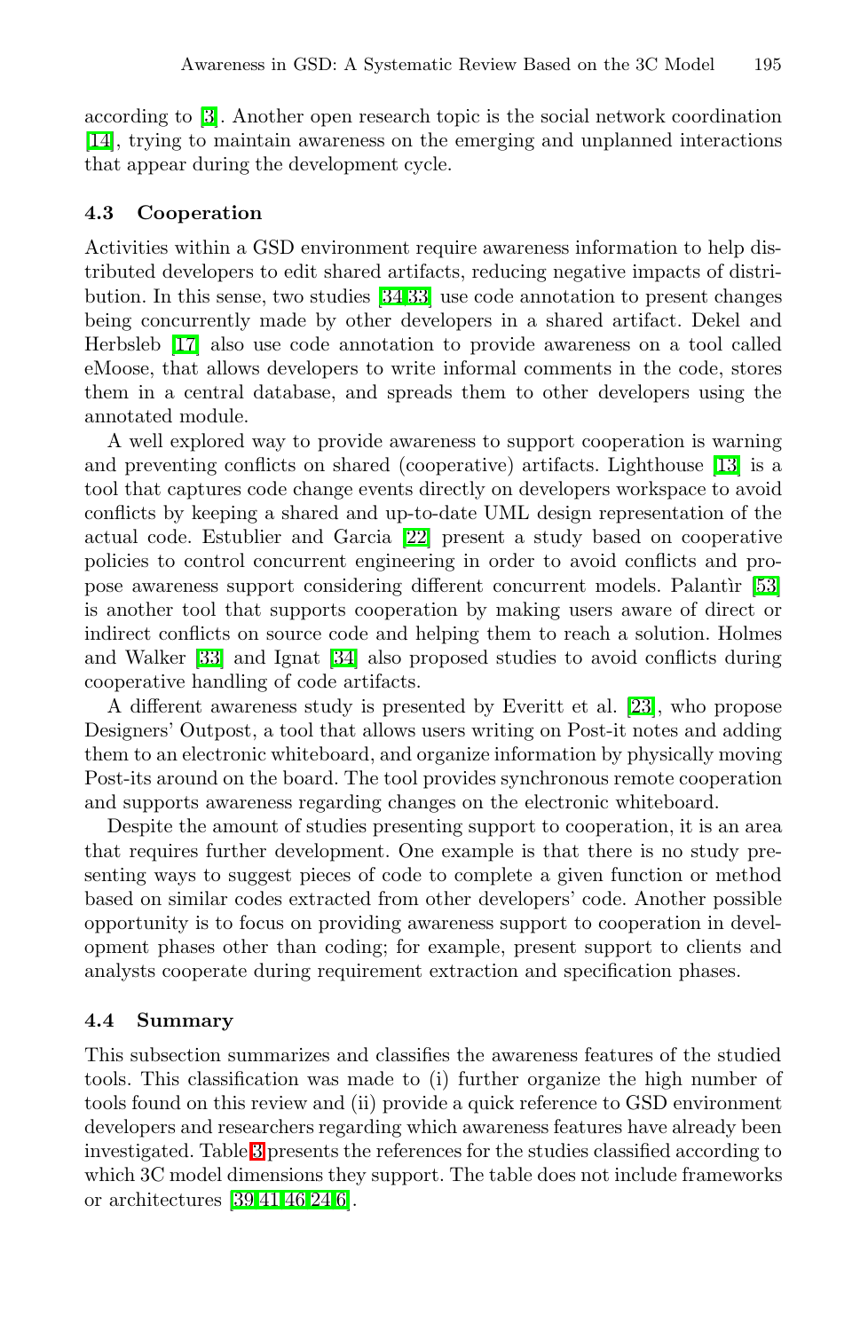according to [3]. Another open research topic is the social network coordination [14], trying to maintain awareness on the emerging and unplanned interactions that appear during the development cycle.

### 4.3 Cooperation

Activities within a GSD environment require awareness information to help distributed developers to edit shared artifacts, reducing negative impacts of distribution. In this sense, two studies [34,33] use code annotation to present changes being concurrently made by other developers in a shared artifact. Dekel and Herbsleb [17] also use code annotation to provide awareness on a tool called eMoose, that allows developers to write informal comments in the code, stores them in a central database, and spreads them to other developers using the annotated module.

A well explored way to provide awareness to support cooperation is warning and preventing conflicts on shared (cooperative) artifacts. Lighthouse [13] is a tool that captures code change events directly on developers workspace to avoid conflicts by keeping a shared and up-to-date UML design representation of the actual code. Estublier and Garcia [22] present a study based on cooperative policies to control concurrent engineering in order to avoid conflicts and propose awareness support considering different concurrent models. Palantìr [53] is another tool that supports cooperation by making users aware of direct or indirect conflicts on source code and helping them to reach a solution. Holmes and Walker [33] and Ignat [34] also proposed studies to avoid conflicts during cooperative handling of code artifacts.

A different awareness study is presented by Everitt et al. [23], who propose Designers' Outpost, a tool that allows users writing on Post-it notes and adding them to an electronic whiteboard, and organize information by physically moving Post-its around on the board. The tool provides synchronous remote cooperation and supports awareness regarding changes on the electronic whiteboard.

Despite the amount of studies presenting support to cooperation, it is an area that requires further development. One example is that there is no study presenting ways to suggest pieces of code to complete a given function or method based on similar codes extracted from other developers' code. Another possible opportunity is to focus on providing awareness support to cooperation in development phases other than coding; for example, present support to clients and analysts cooperate during requirement extraction and specification phases.

### 4.4 Summary

This subsection summarizes and classifies the awareness features of the studied tools. This classification was made to (i) further organize the high number of tools found on this review and (ii) provide a quick reference to GSD environment developers and researchers regarding which awareness features have already been investigated. Table 3 presents the references for the studies classified according to which 3C model dimensions they support. The table does not include frameworks or architectures [39,41,46,24,6].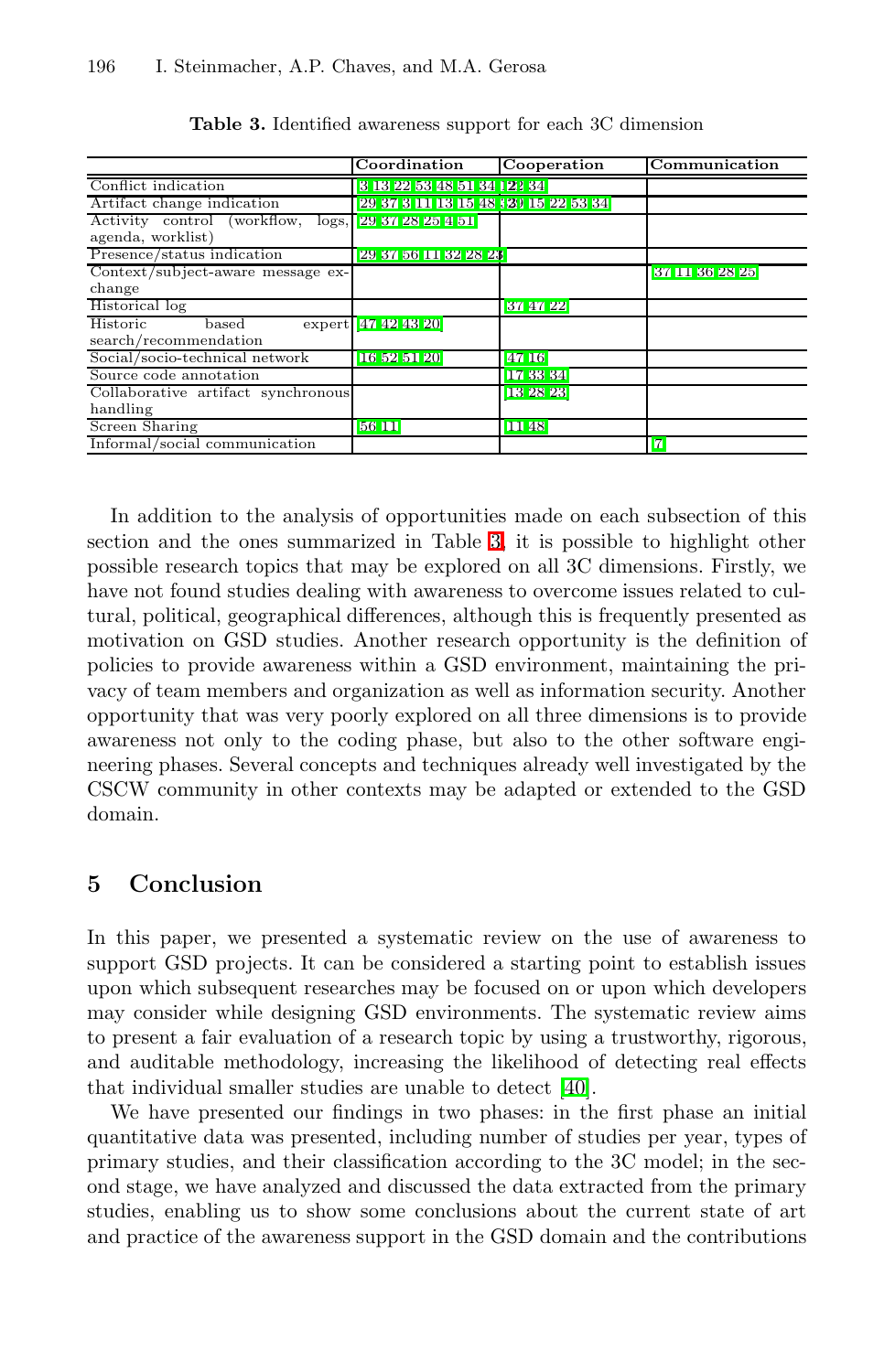**Table 3.** Identified awareness support for each 3C dimension

| | Coordination | Cooperation | Communication |
|---|---|---|---|
| Conflict indication | [3, 13, 22, 53, 48, 51, 34] | [22, 34] | |
| Artifact change indication | [29, 37, 3, 11, 13, 15, 48] | [29, 15, 22, 53, 34] | |
| Activity control (workflow, logs, agenda, worklist) | [29, 37, 28, 25, 4, 51] | | |
| Presence/status indication | [29, 37, 56, 11, 32, 28, 23] | | |
| Context/subject-aware message exchange | | | [37, 11, 36, 28, 25] |
| Historical log | | [37, 47, 22] | |
| Historic based expert search/recommendation | [47, 42, 43, 20] | | |
| Social/socio-technical network | [16, 52, 51, 20] | [47, 16] | |
| Source code annotation | | [17, 33, 34] | |
| Collaborative artifact synchronous handling | | [13, 28, 23] | |
| Screen Sharing | [56, 11] | [11, 48] | |
| Informal/social communication | | | [7] |

In addition to the analysis of opportunities made on each subsection of this section and the ones summarized in Table 3, it is possible to highlight other possible research topics that may be explored on all 3C dimensions. Firstly, we have not found studies dealing with awareness to overcome issues related to cultural, political, geographical differences, although this is frequently presented as motivation on GSD studies. Another research opportunity is the definition of policies to provide awareness within a GSD environment, maintaining the privacy of team members and organization as well as information security. Another opportunity that was very poorly explored on all three dimensions is to provide awareness not only to the coding phase, but also to the other software engineering phases. Several concepts and techniques already well investigated by the CSCW community in other contexts may be adapted or extended to the GSD domain.

## 5 Conclusion

In this paper, we presented a systematic review on the use of awareness to support GSD projects. It can be considered a starting point to establish issues upon which subsequent researches may be focused on or upon which developers may consider while designing GSD environments. The systematic review aims to present a fair evaluation of a research topic by using a trustworthy, rigorous, and auditable methodology, increasing the likelihood of detecting real effects that individual smaller studies are unable to detect [40].

We have presented our findings in two phases: in the first phase an initial quantitative data was presented, including number of studies per year, types of primary studies, and their classification according to the 3C model; in the second stage, we have analyzed and discussed the data extracted from the primary studies, enabling us to show some conclusions about the current state of art and practice of the awareness support in the GSD domain and the contributions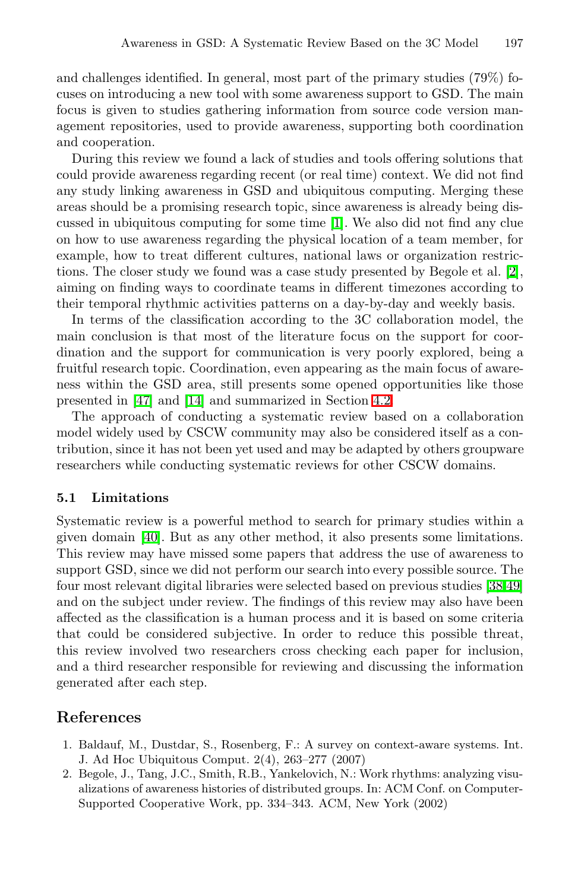and challenges identified. In general, most part of the primary studies (79%) focuses on introducing a new tool with some awareness support to GSD. The main focus is given to studies gathering information from source code version management repositories, used to provide awareness, supporting both coordination and cooperation.

During this review we found a lack of studies and tools offering solutions that could provide awareness regarding recent (or real time) context. We did not find any study linking awareness in GSD and ubiquitous computing. Merging these areas should be a promising research topic, since awareness is already being discussed in ubiquitous computing for some time [1]. We also did not find any clue on how to use awareness regarding the physical location of a team member, for example, how to treat different cultures, national laws or organization restrictions. The closer study we found was a case study presented by Begole et al. [2], aiming on finding ways to coordinate teams in different timezones according to their temporal rhythmic activities patterns on a day-by-day and weekly basis.

In terms of the classification according to the 3C collaboration model, the main conclusion is that most of the literature focus on the support for coordination and the support for communication is very poorly explored, being a fruitful research topic. Coordination, even appearing as the main focus of awareness within the GSD area, still presents some opened opportunities like those presented in [47] and [14] and summarized in Section 4.2.

The approach of conducting a systematic review based on a collaboration model widely used by CSCW community may also be considered itself as a contribution, since it has not been yet used and may be adapted by others groupware researchers while conducting systematic reviews for other CSCW domains.

### 5.1 Limitations

Systematic review is a powerful method to search for primary studies within a given domain [40]. But as any other method, it also presents some limitations. This review may have missed some papers that address the use of awareness to support GSD, since we did not perform our search into every possible source. The four most relevant digital libraries were selected based on previous studies [38,49] and on the subject under review. The findings of this review may also have been affected as the classification is a human process and it is based on some criteria that could be considered subjective. In order to reduce this possible threat, this review involved two researchers cross checking each paper for inclusion, and a third researcher responsible for reviewing and discussing the information generated after each step.

## References

1. Baldauf, M., Dustdar, S., Rosenberg, F.: A survey on context-aware systems. Int. J. Ad Hoc Ubiquitous Comput. 2(4), 263–277 (2007)
2. Begole, J., Tang, J.C., Smith, R.B., Yankelovich, N.: Work rhythms: analyzing visualizations of awareness histories of distributed groups. In: ACM Conf. on Computer-Supported Cooperative Work, pp. 334–343. ACM, New York (2002)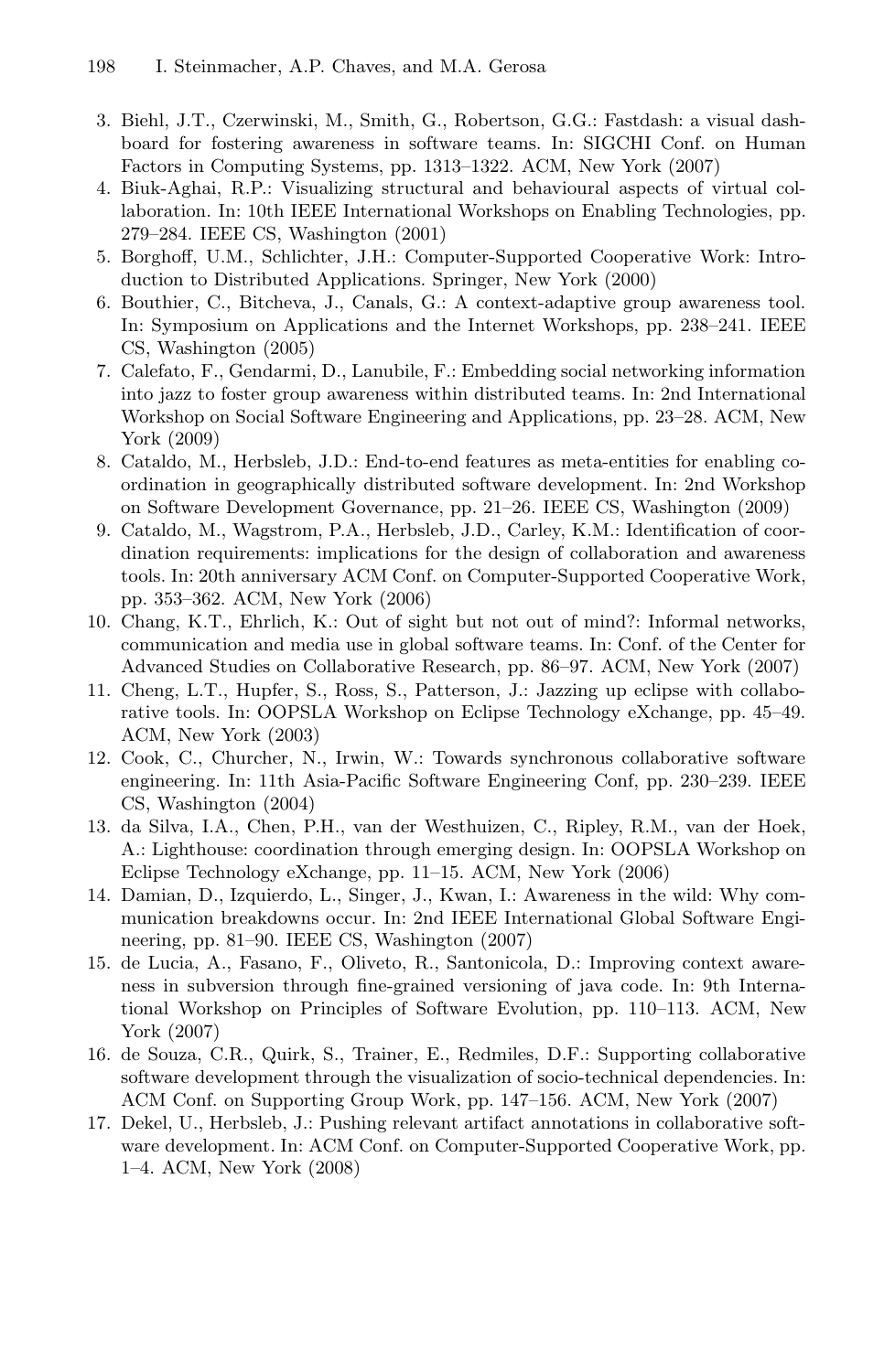3. Biehl, J.T., Czerwinski, M., Smith, G., Robertson, G.G.: Fastdash: a visual dashboard for fostering awareness in software teams. In: SIGCHI Conf. on Human Factors in Computing Systems, pp. 1313–1322. ACM, New York (2007)
4. Biuk-Aghai, R.P.: Visualizing structural and behavioural aspects of virtual collaboration. In: 10th IEEE International Workshops on Enabling Technologies, pp. 279–284. IEEE CS, Washington (2001)
5. Borghoff, U.M., Schlichter, J.H.: Computer-Supported Cooperative Work: Introduction to Distributed Applications. Springer, New York (2000)
6. Bouthier, C., Bitcheva, J., Canals, G.: A context-adaptive group awareness tool. In: Symposium on Applications and the Internet Workshops, pp. 238–241. IEEE CS, Washington (2005)
7. Calefato, F., Gendarmi, D., Lanubile, F.: Embedding social networking information into jazz to foster group awareness within distributed teams. In: 2nd International Workshop on Social Software Engineering and Applications, pp. 23–28. ACM, New York (2009)
8. Cataldo, M., Herbsleb, J.D.: End-to-end features as meta-entities for enabling coordination in geographically distributed software development. In: 2nd Workshop on Software Development Governance, pp. 21–26. IEEE CS, Washington (2009)
9. Cataldo, M., Wagstrom, P.A., Herbsleb, J.D., Carley, K.M.: Identification of coordination requirements: implications for the design of collaboration and awareness tools. In: 20th anniversary ACM Conf. on Computer-Supported Cooperative Work, pp. 353–362. ACM, New York (2006)
10. Chang, K.T., Ehrlich, K.: Out of sight but not out of mind?: Informal networks, communication and media use in global software teams. In: Conf. of the Center for Advanced Studies on Collaborative Research, pp. 86–97. ACM, New York (2007)
11. Cheng, L.T., Hupfer, S., Ross, S., Patterson, J.: Jazzing up eclipse with collaborative tools. In: OOPSLA Workshop on Eclipse Technology eXchange, pp. 45–49. ACM, New York (2003)
12. Cook, C., Churcher, N., Irwin, W.: Towards synchronous collaborative software engineering. In: 11th Asia-Pacific Software Engineering Conf, pp. 230–239. IEEE CS, Washington (2004)
13. da Silva, I.A., Chen, P.H., van der Westhuizen, C., Ripley, R.M., van der Hoek, A.: Lighthouse: coordination through emerging design. In: OOPSLA Workshop on Eclipse Technology eXchange, pp. 11–15. ACM, New York (2006)
14. Damian, D., Izquierdo, L., Singer, J., Kwan, I.: Awareness in the wild: Why communication breakdowns occur. In: 2nd IEEE International Global Software Engineering, pp. 81–90. IEEE CS, Washington (2007)
15. de Lucia, A., Fasano, F., Oliveto, R., Santonicola, D.: Improving context awareness in subversion through fine-grained versioning of java code. In: 9th International Workshop on Principles of Software Evolution, pp. 110–113. ACM, New York (2007)
16. de Souza, C.R., Quirk, S., Trainer, E., Redmiles, D.F.: Supporting collaborative software development through the visualization of socio-technical dependencies. In: ACM Conf. on Supporting Group Work, pp. 147–156. ACM, New York (2007)
17. Dekel, U., Herbsleb, J.: Pushing relevant artifact annotations in collaborative software development. In: ACM Conf. on Computer-Supported Cooperative Work, pp. 1–4. ACM, New York (2008)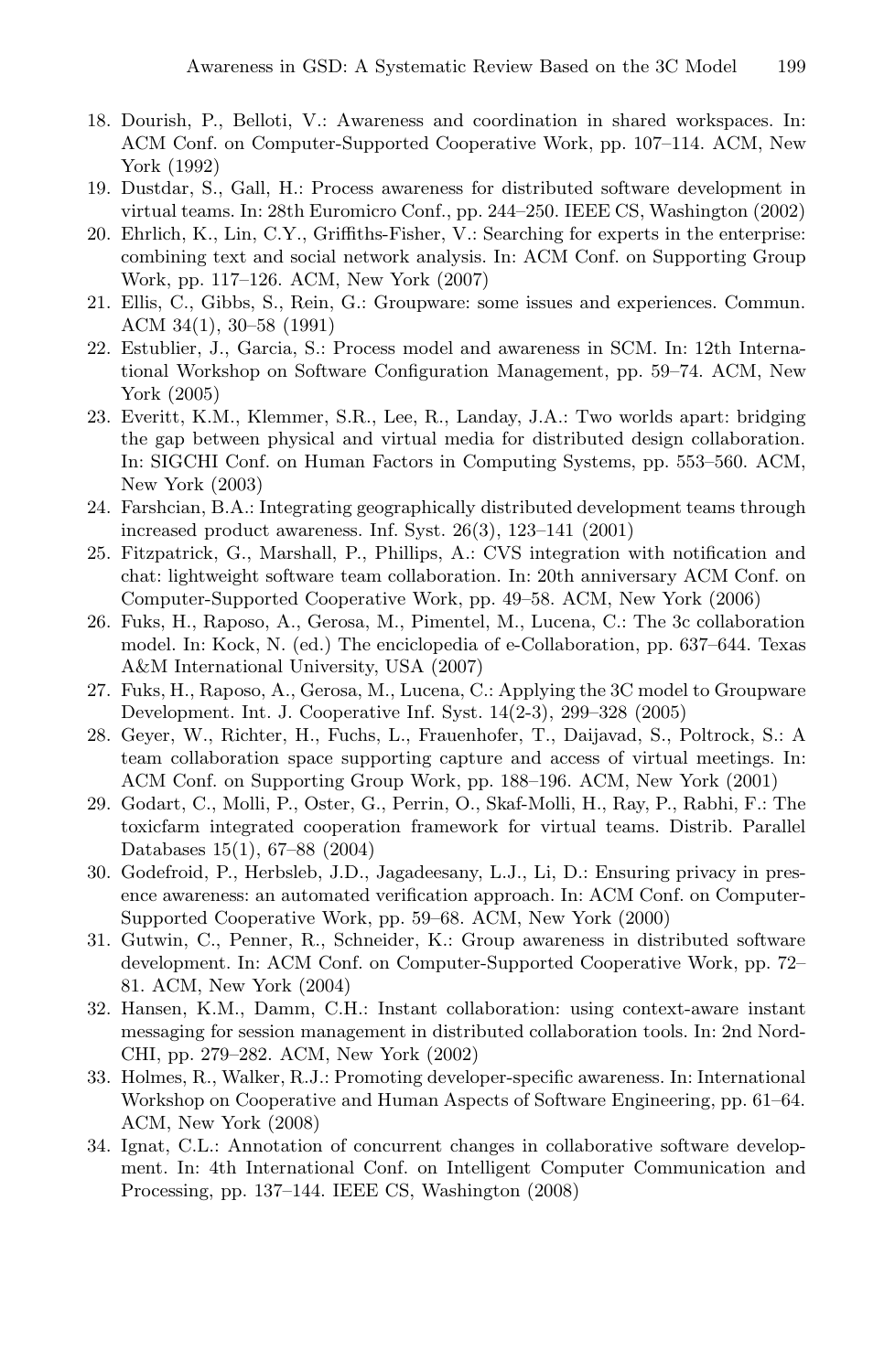18. Dourish, P., Belloti, V.: Awareness and coordination in shared workspaces. In: ACM Conf. on Computer-Supported Cooperative Work, pp. 107–114. ACM, New York (1992)
19. Dustdar, S., Gall, H.: Process awareness for distributed software development in virtual teams. In: 28th Euromicro Conf., pp. 244–250. IEEE CS, Washington (2002)
20. Ehrlich, K., Lin, C.Y., Griffiths-Fisher, V.: Searching for experts in the enterprise: combining text and social network analysis. In: ACM Conf. on Supporting Group Work, pp. 117–126. ACM, New York (2007)
21. Ellis, C., Gibbs, S., Rein, G.: Groupware: some issues and experiences. Commun. ACM 34(1), 30–58 (1991)
22. Estublier, J., Garcia, S.: Process model and awareness in SCM. In: 12th International Workshop on Software Configuration Management, pp. 59–74. ACM, New York (2005)
23. Everitt, K.M., Klemmer, S.R., Lee, R., Landay, J.A.: Two worlds apart: bridging the gap between physical and virtual media for distributed design collaboration. In: SIGCHI Conf. on Human Factors in Computing Systems, pp. 553–560. ACM, New York (2003)
24. Farshcian, B.A.: Integrating geographically distributed development teams through increased product awareness. Inf. Syst. 26(3), 123–141 (2001)
25. Fitzpatrick, G., Marshall, P., Phillips, A.: CVS integration with notification and chat: lightweight software team collaboration. In: 20th anniversary ACM Conf. on Computer-Supported Cooperative Work, pp. 49–58. ACM, New York (2006)
26. Fuks, H., Raposo, A., Gerosa, M., Pimentel, M., Lucena, C.: The 3c collaboration model. In: Kock, N. (ed.) The enciclopedia of e-Collaboration, pp. 637–644. Texas A&M International University, USA (2007)
27. Fuks, H., Raposo, A., Gerosa, M., Lucena, C.: Applying the 3C model to Groupware Development. Int. J. Cooperative Inf. Syst. 14(2-3), 299–328 (2005)
28. Geyer, W., Richter, H., Fuchs, L., Frauenhofer, T., Daijavad, S., Poltrock, S.: A team collaboration space supporting capture and access of virtual meetings. In: ACM Conf. on Supporting Group Work, pp. 188–196. ACM, New York (2001)
29. Godart, C., Molli, P., Oster, G., Perrin, O., Skaf-Molli, H., Ray, P., Rabhi, F.: The toxicfarm integrated cooperation framework for virtual teams. Distrib. Parallel Databases 15(1), 67–88 (2004)
30. Godefroid, P., Herbsleb, J.D., Jagadeesany, L.J., Li, D.: Ensuring privacy in presence awareness: an automated verification approach. In: ACM Conf. on Computer-Supported Cooperative Work, pp. 59–68. ACM, New York (2000)
31. Gutwin, C., Penner, R., Schneider, K.: Group awareness in distributed software development. In: ACM Conf. on Computer-Supported Cooperative Work, pp. 72–81. ACM, New York (2004)
32. Hansen, K.M., Damm, C.H.: Instant collaboration: using context-aware instant messaging for session management in distributed collaboration tools. In: 2nd NordCHI, pp. 279–282. ACM, New York (2002)
33. Holmes, R., Walker, R.J.: Promoting developer-specific awareness. In: International Workshop on Cooperative and Human Aspects of Software Engineering, pp. 61–64. ACM, New York (2008)
34. Ignat, C.L.: Annotation of concurrent changes in collaborative software development. In: 4th International Conf. on Intelligent Computer Communication and Processing, pp. 137–144. IEEE CS, Washington (2008)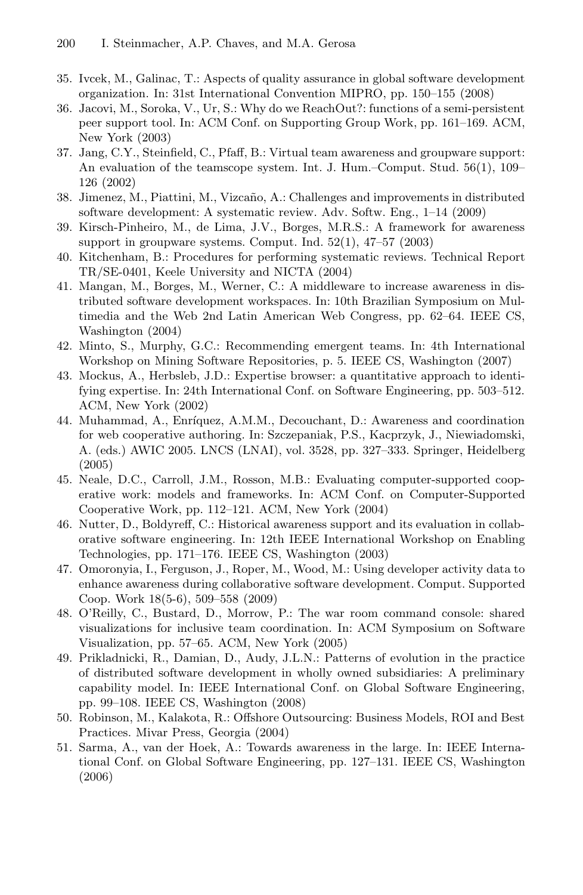35. Ivcek, M., Galinac, T.: Aspects of quality assurance in global software development organization. In: 31st International Convention MIPRO, pp. 150–155 (2008)
36. Jacovi, M., Soroka, V., Ur, S.: Why do we ReachOut?: functions of a semi-persistent peer support tool. In: ACM Conf. on Supporting Group Work, pp. 161–169. ACM, New York (2003)
37. Jang, C.Y., Steinfield, C., Pfaff, B.: Virtual team awareness and groupware support: An evaluation of the teamscope system. Int. J. Hum.–Comput. Stud. 56(1), 109–126 (2002)
38. Jimenez, M., Piattini, M., Vizcaño, A.: Challenges and improvements in distributed software development: A systematic review. Adv. Softw. Eng., 1–14 (2009)
39. Kirsch-Pinheiro, M., de Lima, J.V., Borges, M.R.S.: A framework for awareness support in groupware systems. Comput. Ind. 52(1), 47–57 (2003)
40. Kitchenham, B.: Procedures for performing systematic reviews. Technical Report TR/SE-0401, Keele University and NICTA (2004)
41. Mangan, M., Borges, M., Werner, C.: A middleware to increase awareness in distributed software development workspaces. In: 10th Brazilian Symposium on Multimedia and the Web 2nd Latin American Web Congress, pp. 62–64. IEEE CS, Washington (2004)
42. Minto, S., Murphy, G.C.: Recommending emergent teams. In: 4th International Workshop on Mining Software Repositories, p. 5. IEEE CS, Washington (2007)
43. Mockus, A., Herbsleb, J.D.: Expertise browser: a quantitative approach to identifying expertise. In: 24th International Conf. on Software Engineering, pp. 503–512. ACM, New York (2002)
44. Muhammad, A., Enríquez, A.M.M., Decouchant, D.: Awareness and coordination for web cooperative authoring. In: Szczepaniak, P.S., Kacprzyk, J., Niewiadomski, A. (eds.) AWIC 2005. LNCS (LNAI), vol. 3528, pp. 327–333. Springer, Heidelberg (2005)
45. Neale, D.C., Carroll, J.M., Rosson, M.B.: Evaluating computer-supported cooperative work: models and frameworks. In: ACM Conf. on Computer-Supported Cooperative Work, pp. 112–121. ACM, New York (2004)
46. Nutter, D., Boldyreff, C.: Historical awareness support and its evaluation in collaborative software engineering. In: 12th IEEE International Workshop on Enabling Technologies, pp. 171–176. IEEE CS, Washington (2003)
47. Omoronyia, I., Ferguson, J., Roper, M., Wood, M.: Using developer activity data to enhance awareness during collaborative software development. Comput. Supported Coop. Work 18(5-6), 509–558 (2009)
48. O'Reilly, C., Bustard, D., Morrow, P.: The war room command console: shared visualizations for inclusive team coordination. In: ACM Symposium on Software Visualization, pp. 57–65. ACM, New York (2005)
49. Prikladnicki, R., Damian, D., Audy, J.L.N.: Patterns of evolution in the practice of distributed software development in wholly owned subsidiaries: A preliminary capability model. In: IEEE International Conf. on Global Software Engineering, pp. 99–108. IEEE CS, Washington (2008)
50. Robinson, M., Kalakota, R.: Offshore Outsourcing: Business Models, ROI and Best Practices. Mivar Press, Georgia (2004)
51. Sarma, A., van der Hoek, A.: Towards awareness in the large. In: IEEE International Conf. on Global Software Engineering, pp. 127–131. IEEE CS, Washington (2006)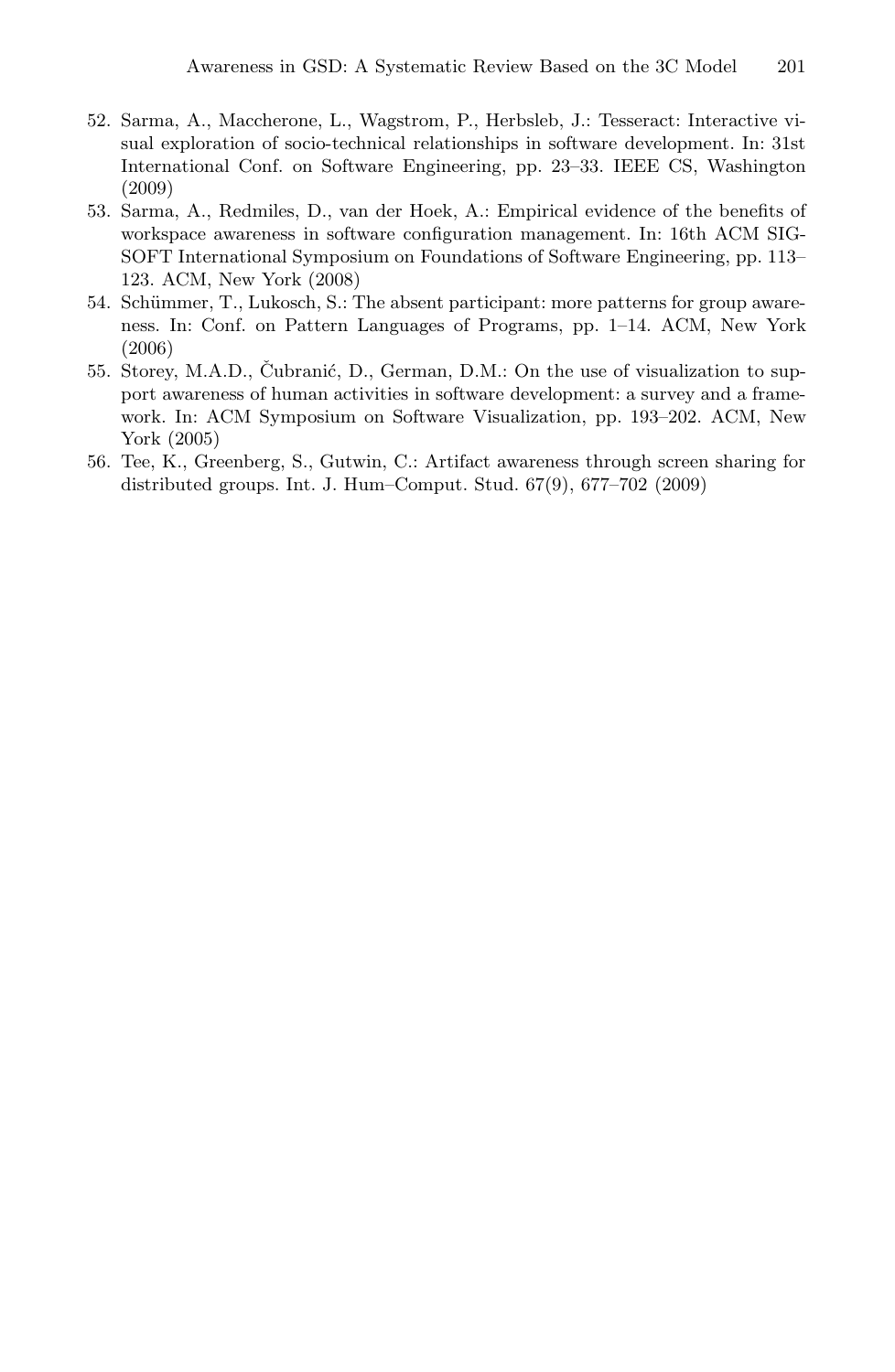52. Sarma, A., Maccherone, L., Wagstrom, P., Herbsleb, J.: Tesseract: Interactive visual exploration of socio-technical relationships in software development. In: 31st International Conf. on Software Engineering, pp. 23–33. IEEE CS, Washington (2009)
53. Sarma, A., Redmiles, D., van der Hoek, A.: Empirical evidence of the benefits of workspace awareness in software configuration management. In: 16th ACM SIGSOFT International Symposium on Foundations of Software Engineering, pp. 113–123. ACM, New York (2008)
54. Schümmer, T., Lukosch, S.: The absent participant: more patterns for group awareness. In: Conf. on Pattern Languages of Programs, pp. 1–14. ACM, New York (2006)
55. Storey, M.A.D., Čubranić, D., German, D.M.: On the use of visualization to support awareness of human activities in software development: a survey and a framework. In: ACM Symposium on Software Visualization, pp. 193–202. ACM, New York (2005)
56. Tee, K., Greenberg, S., Gutwin, C.: Artifact awareness through screen sharing for distributed groups. Int. J. Hum–Comput. Stud. 67(9), 677–702 (2009)